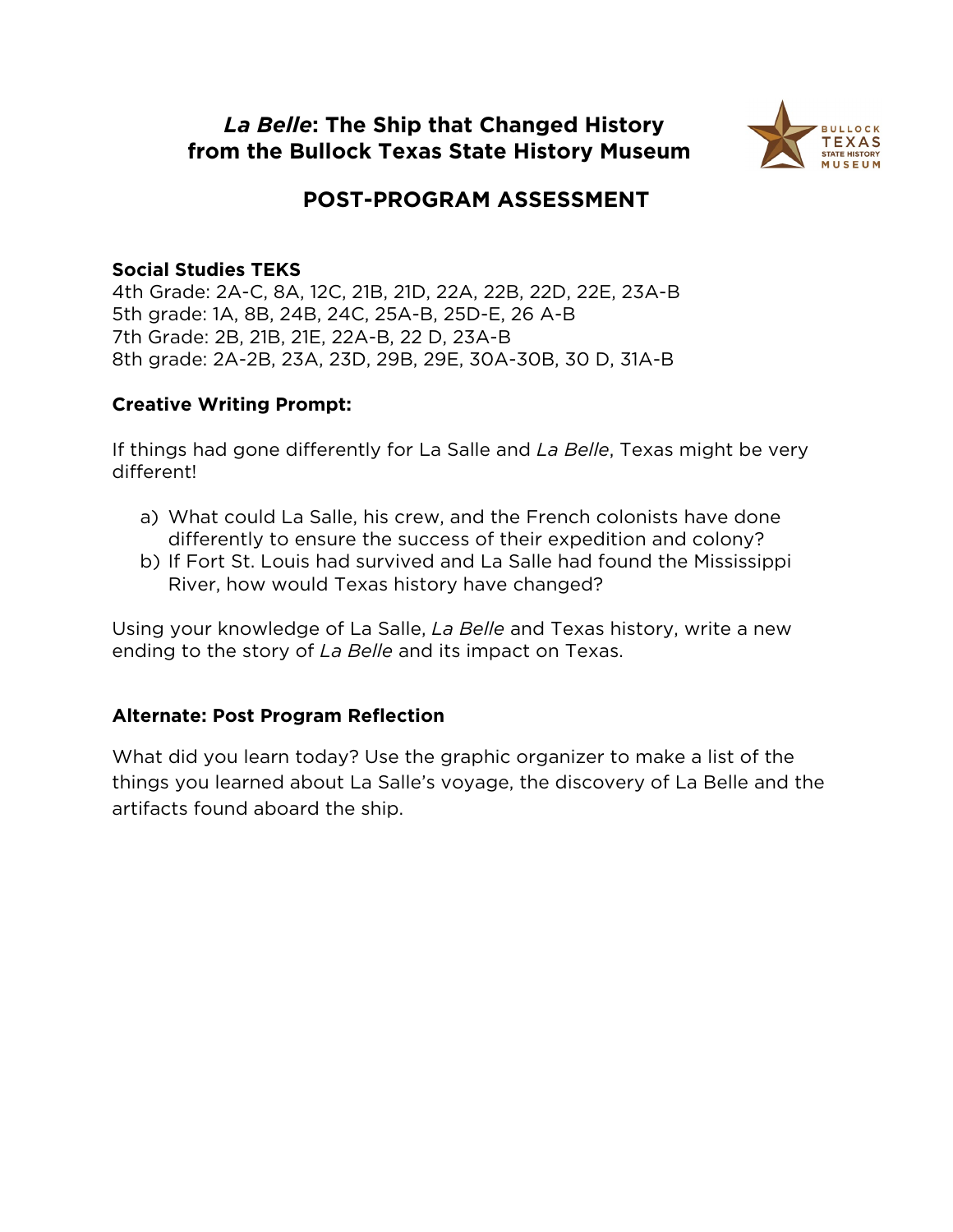# *La Belle*: The Ship that Changed History from the Bullock Texas State History Museum

## POST-PROGRAM ASSESSMENT

**Social Studies TEKS**
4th Grade: 2A-C, 8A, 12C, 21B, 21D, 22A, 22B, 22D, 22E, 23A-B
5th grade: 1A, 8B, 24B, 24C, 25A-B, 25D-E, 26 A-B
7th Grade: 2B, 21B, 21E, 22A-B, 22 D, 23A-B
8th grade: 2A-2B, 23A, 23D, 29B, 29E, 30A-30B, 30 D, 31A-B

**Creative Writing Prompt:**

If things had gone differently for La Salle and *La Belle*, Texas might be very different!

a) What could La Salle, his crew, and the French colonists have done differently to ensure the success of their expedition and colony?
b) If Fort St. Louis had survived and La Salle had found the Mississippi River, how would Texas history have changed?

Using your knowledge of La Salle, *La Belle* and Texas history, write a new ending to the story of *La Belle* and its impact on Texas.

**Alternate: Post Program Reflection**

What did you learn today? Use the graphic organizer to make a list of the things you learned about La Salle's voyage, the discovery of La Belle and the artifacts found aboard the ship.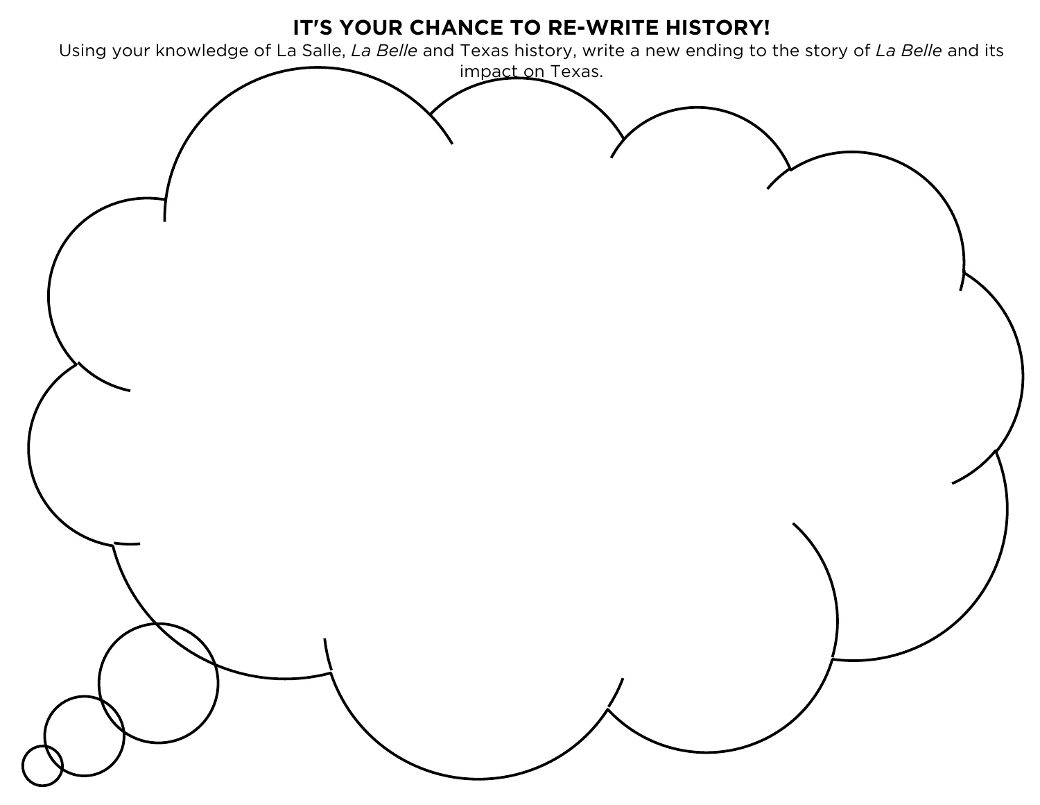# IT'S YOUR CHANCE TO RE-WRITE HISTORY!

Using your knowledge of La Salle, *La Belle* and Texas history, write a new ending to the story of *La Belle* and its impact on Texas.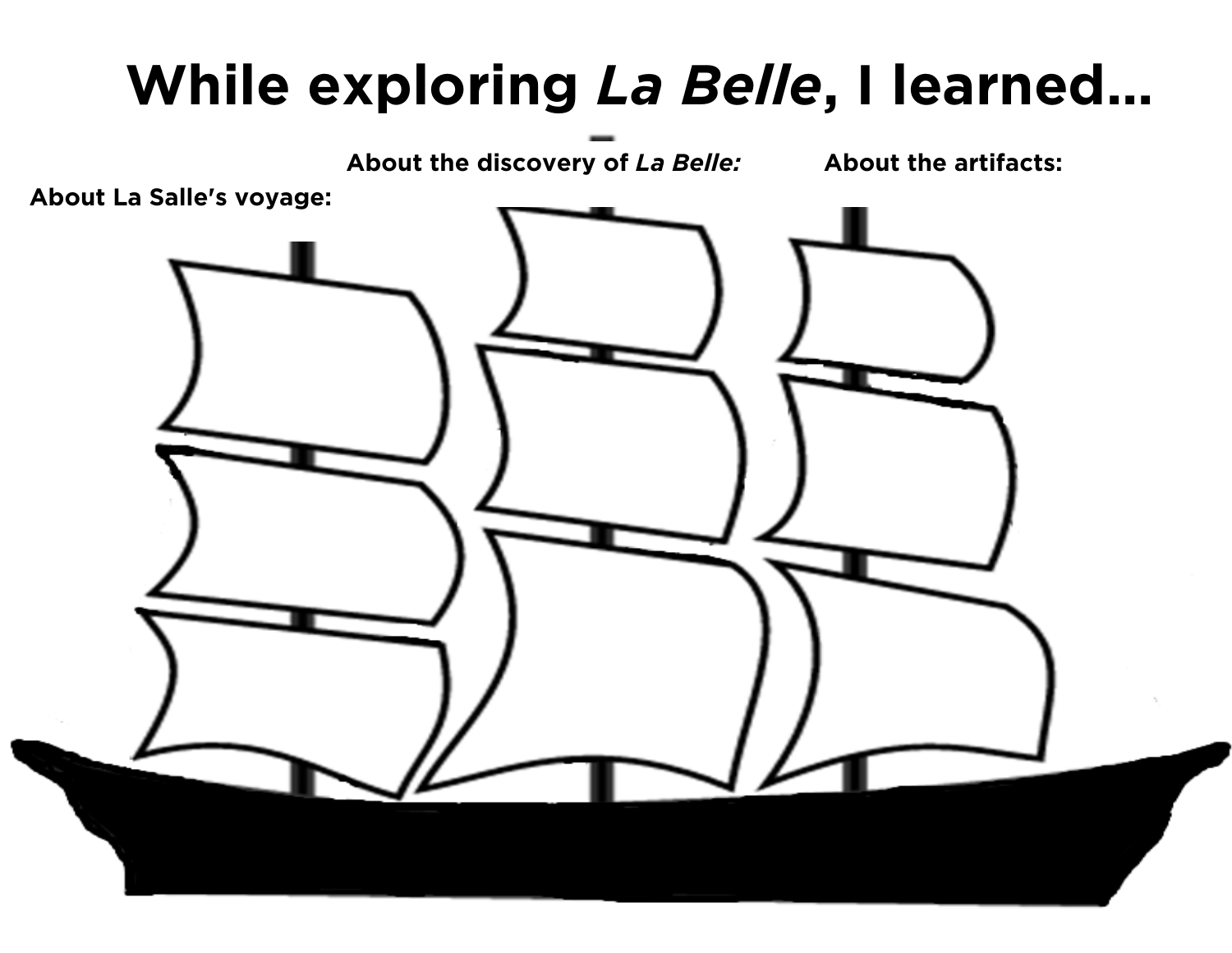# While exploring *La Belle*, I learned...

**About La Salle's voyage:**

**About the discovery of *La Belle:***

**About the artifacts:**